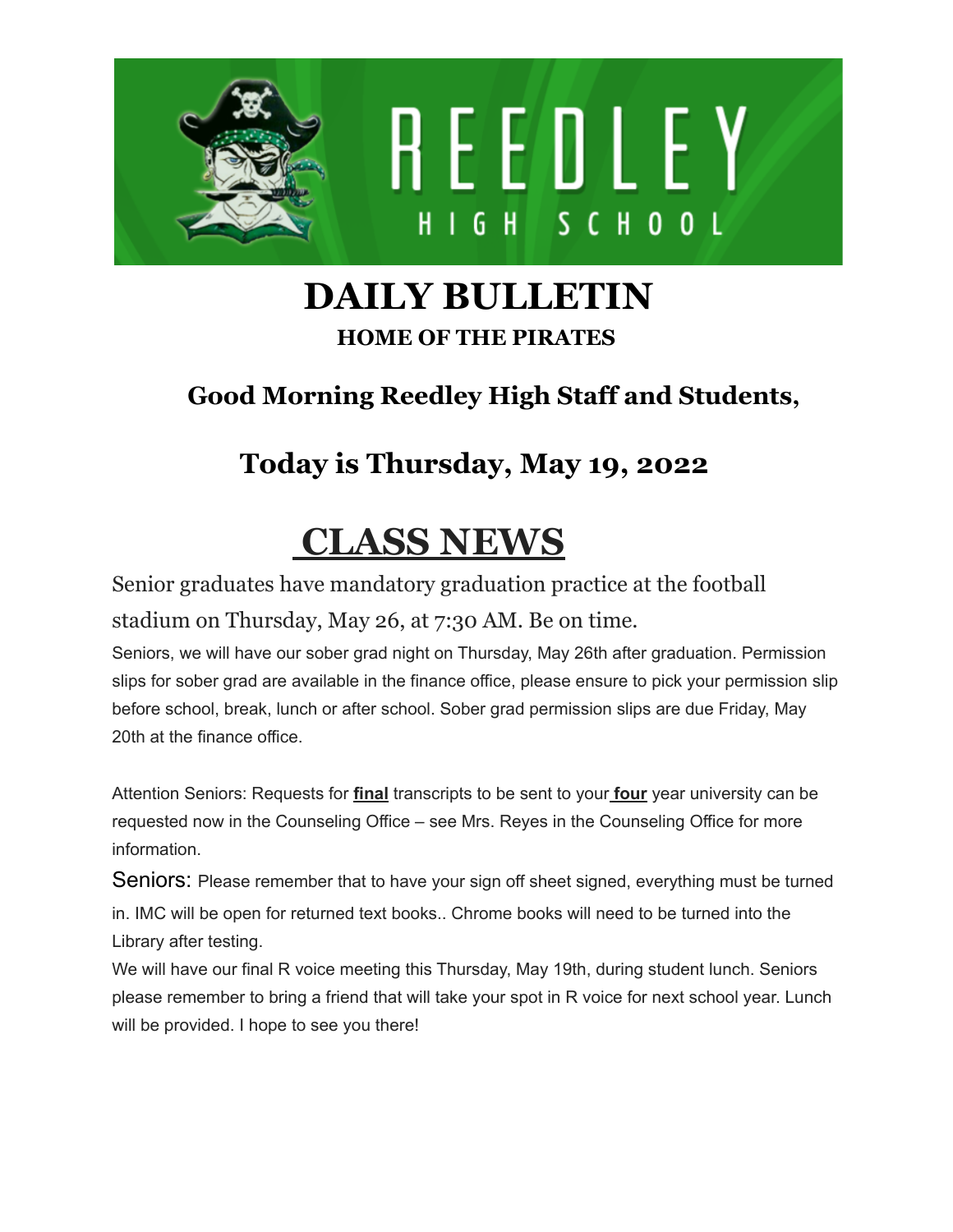# DAILY BULLETIN

**HOME OF THE PIRATES**

## Good Morning Reedley High Staff and Students,

## Today is Thursday, May 19, 2022

# CLASS NEWS

Senior graduates have mandatory graduation practice at the football stadium on Thursday, May 26, at 7:30 AM. Be on time.

Seniors, we will have our sober grad night on Thursday, May 26th after graduation. Permission slips for sober grad are available in the finance office, please ensure to pick your permission slip before school, break, lunch or after school. Sober grad permission slips are due Friday, May 20th at the finance office.

Attention Seniors: Requests for **final** transcripts to be sent to your **four** year university can be requested now in the Counseling Office – see Mrs. Reyes in the Counseling Office for more information.

Seniors: Please remember that to have your sign off sheet signed, everything must be turned in. IMC will be open for returned text books.. Chrome books will need to be turned into the Library after testing.

We will have our final R voice meeting this Thursday, May 19th, during student lunch. Seniors please remember to bring a friend that will take your spot in R voice for next school year. Lunch will be provided. I hope to see you there!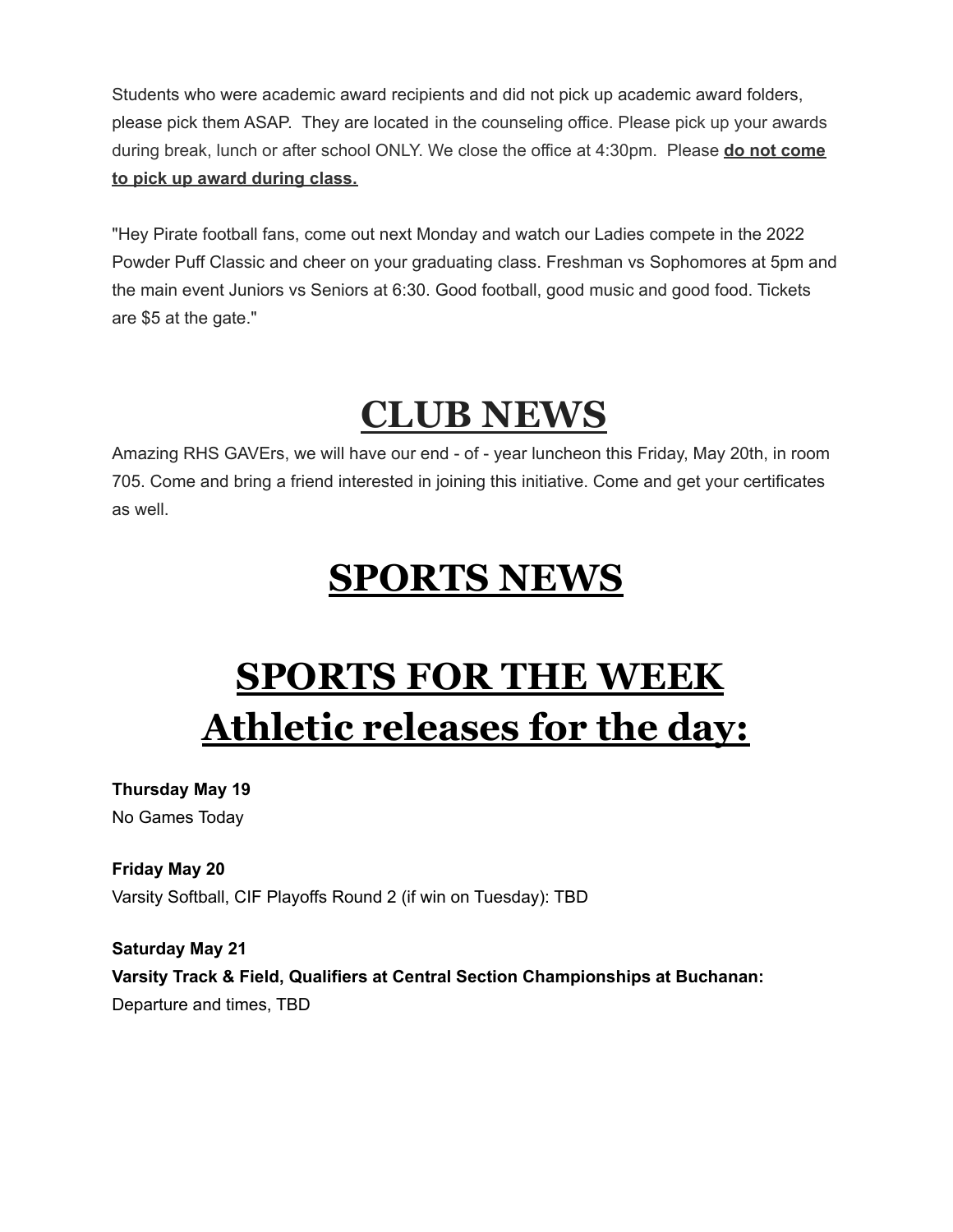Students who were academic award recipients and did not pick up academic award folders, please pick them ASAP. They are located in the counseling office. Please pick up your awards during break, lunch or after school ONLY. We close the office at 4:30pm. Please **do not come to pick up award during class.**

"Hey Pirate football fans, come out next Monday and watch our Ladies compete in the 2022 Powder Puff Classic and cheer on your graduating class. Freshman vs Sophomores at 5pm and the main event Juniors vs Seniors at 6:30. Good football, good music and good food. Tickets are $5 at the gate."

# CLUB NEWS

Amazing RHS GAVErs, we will have our end - of - year luncheon this Friday, May 20th, in room 705. Come and bring a friend interested in joining this initiative. Come and get your certificates as well.

# SPORTS NEWS

# SPORTS FOR THE WEEK
# Athletic releases for the day:

**Thursday May 19**
No Games Today

**Friday May 20**
Varsity Softball, CIF Playoffs Round 2 (if win on Tuesday): TBD

**Saturday May 21**
**Varsity Track & Field, Qualifiers at Central Section Championships at Buchanan:**
Departure and times, TBD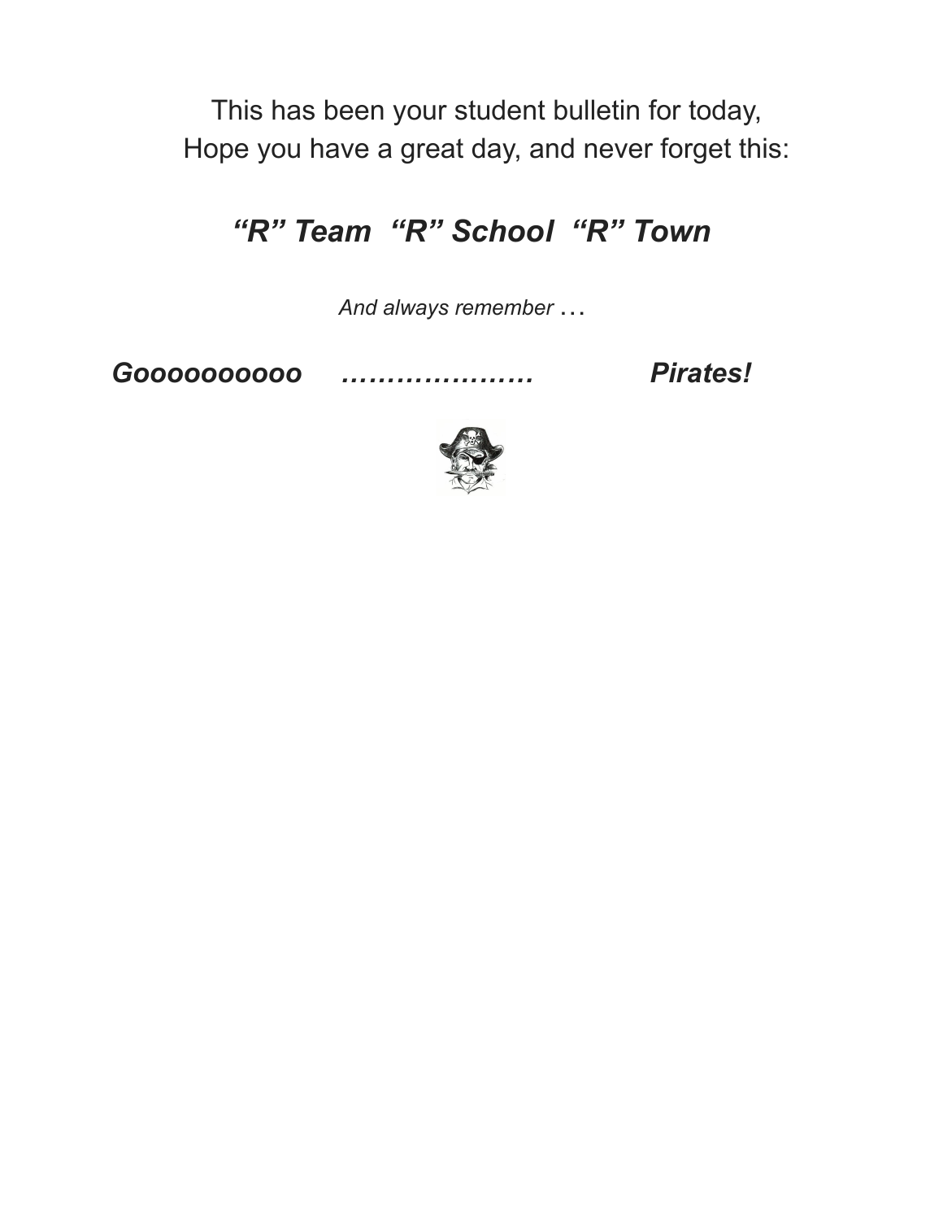This has been your student bulletin for today,
Hope you have a great day, and never forget this:

***"R" Team "R" School "R" Town***

*And always remember* …

***Gooooooooooo ………………… Pirates!***